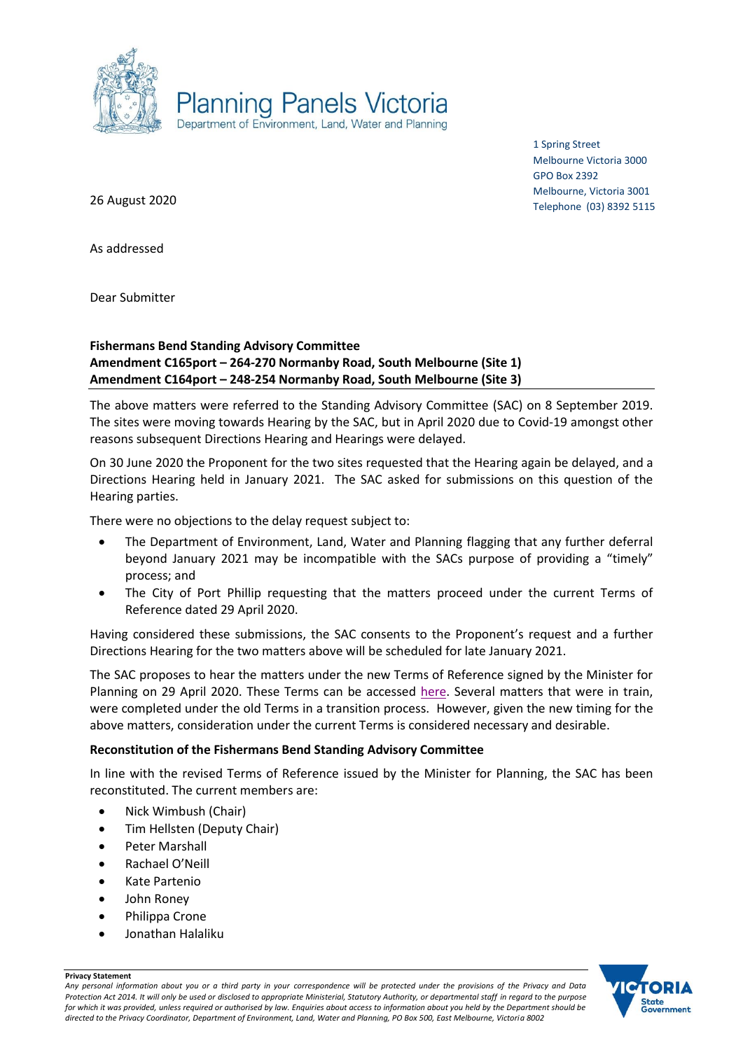Planning Panels Victoria
Department of Environment, Land, Water and Planning

1 Spring Street
Melbourne Victoria 3000
GPO Box 2392
Melbourne, Victoria 3001
Telephone (03) 8392 5115

26 August 2020

As addressed

Dear Submitter

**Fishermans Bend Standing Advisory Committee**
**Amendment C165port – 264-270 Normanby Road, South Melbourne (Site 1)**
**Amendment C164port – 248-254 Normanby Road, South Melbourne (Site 3)**

The above matters were referred to the Standing Advisory Committee (SAC) on 8 September 2019. The sites were moving towards Hearing by the SAC, but in April 2020 due to Covid-19 amongst other reasons subsequent Directions Hearing and Hearings were delayed.

On 30 June 2020 the Proponent for the two sites requested that the Hearing again be delayed, and a Directions Hearing held in January 2021. The SAC asked for submissions on this question of the Hearing parties.

There were no objections to the delay request subject to:

- The Department of Environment, Land, Water and Planning flagging that any further deferral beyond January 2021 may be incompatible with the SACs purpose of providing a "timely" process; and
- The City of Port Phillip requesting that the matters proceed under the current Terms of Reference dated 29 April 2020.

Having considered these submissions, the SAC consents to the Proponent's request and a further Directions Hearing for the two matters above will be scheduled for late January 2021.

The SAC proposes to hear the matters under the new Terms of Reference signed by the Minister for Planning on 29 April 2020. These Terms can be accessed here. Several matters that were in train, were completed under the old Terms in a transition process. However, given the new timing for the above matters, consideration under the current Terms is considered necessary and desirable.

**Reconstitution of the Fishermans Bend Standing Advisory Committee**

In line with the revised Terms of Reference issued by the Minister for Planning, the SAC has been reconstituted. The current members are:

- Nick Wimbush (Chair)
- Tim Hellsten (Deputy Chair)
- Peter Marshall
- Rachael O'Neill
- Kate Partenio
- John Roney
- Philippa Crone
- Jonathan Halaliku

**Privacy Statement**
*Any personal information about you or a third party in your correspondence will be protected under the provisions of the Privacy and Data Protection Act 2014. It will only be used or disclosed to appropriate Ministerial, Statutory Authority, or departmental staff in regard to the purpose for which it was provided, unless required or authorised by law. Enquiries about access to information about you held by the Department should be directed to the Privacy Coordinator, Department of Environment, Land, Water and Planning, PO Box 500, East Melbourne, Victoria 8002*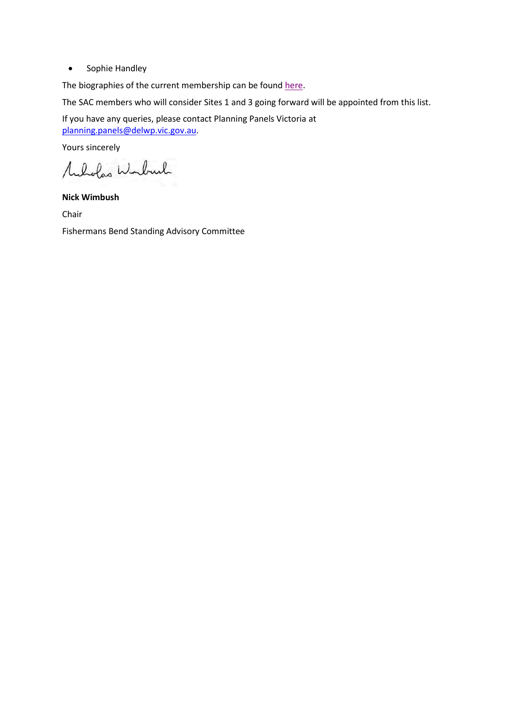- Sophie Handley

The biographies of the current membership can be found here.

The SAC members who will consider Sites 1 and 3 going forward will be appointed from this list.

If you have any queries, please contact Planning Panels Victoria at planning.panels@delwp.vic.gov.au.

Yours sincerely

**Nick Wimbush**

Chair

Fishermans Bend Standing Advisory Committee